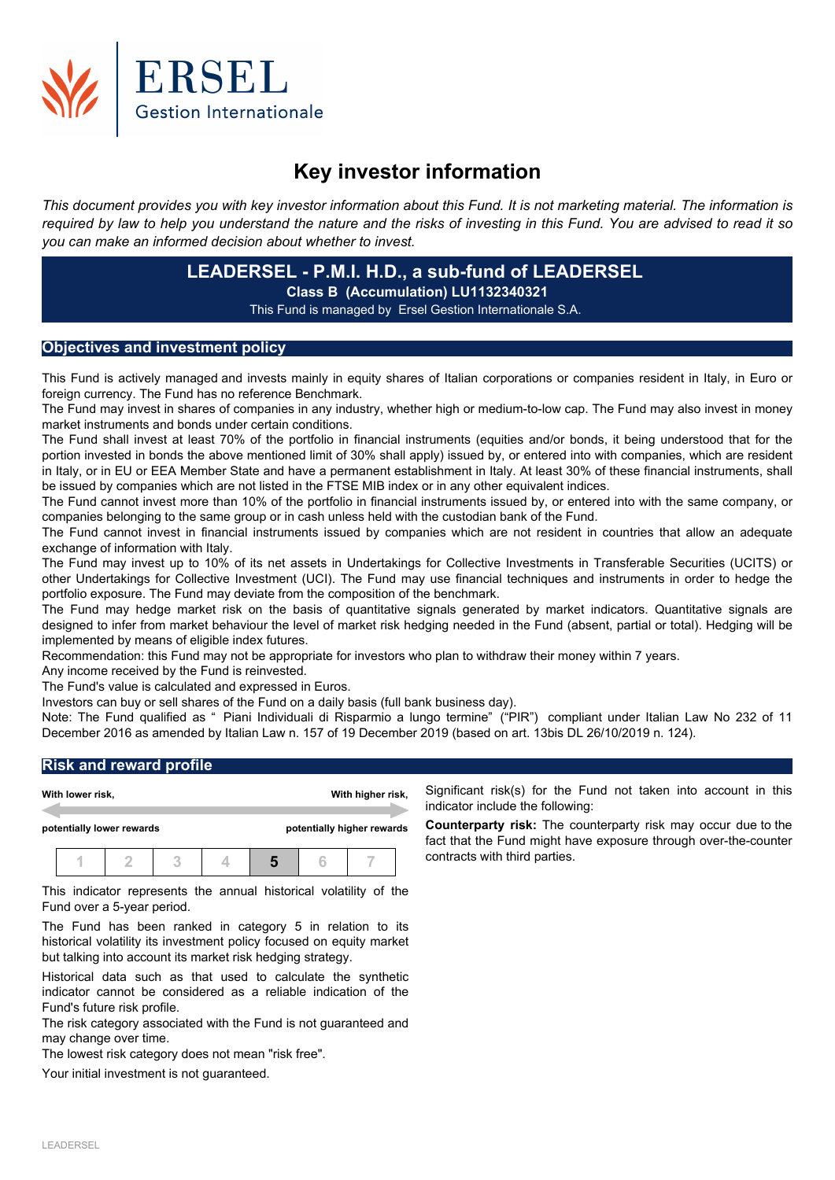# Key investor information

*This document provides you with key investor information about this Fund. It is not marketing material. The information is required by law to help you understand the nature and the risks of investing in this Fund. You are advised to read it so you can make an informed decision about whether to invest.*

## LEADERSEL - P.M.I. H.D., a sub-fund of LEADERSEL

**Class B (Accumulation) LU1132340321**

This Fund is managed by Ersel Gestion Internationale S.A.

## Objectives and investment policy

This Fund is actively managed and invests mainly in equity shares of Italian corporations or companies resident in Italy, in Euro or foreign currency. The Fund has no reference Benchmark.

The Fund may invest in shares of companies in any industry, whether high or medium-to-low cap. The Fund may also invest in money market instruments and bonds under certain conditions.

The Fund shall invest at least 70% of the portfolio in financial instruments (equities and/or bonds, it being understood that for the portion invested in bonds the above mentioned limit of 30% shall apply) issued by, or entered into with companies, which are resident in Italy, or in EU or EEA Member State and have a permanent establishment in Italy. At least 30% of these financial instruments, shall be issued by companies which are not listed in the FTSE MIB index or in any other equivalent indices.

The Fund cannot invest more than 10% of the portfolio in financial instruments issued by, or entered into with the same company, or companies belonging to the same group or in cash unless held with the custodian bank of the Fund.

The Fund cannot invest in financial instruments issued by companies which are not resident in countries that allow an adequate exchange of information with Italy.

The Fund may invest up to 10% of its net assets in Undertakings for Collective Investments in Transferable Securities (UCITS) or other Undertakings for Collective Investment (UCI). The Fund may use financial techniques and instruments in order to hedge the portfolio exposure. The Fund may deviate from the composition of the benchmark.

The Fund may hedge market risk on the basis of quantitative signals generated by market indicators. Quantitative signals are designed to infer from market behaviour the level of market risk hedging needed in the Fund (absent, partial or total). Hedging will be implemented by means of eligible index futures.

Recommendation: this Fund may not be appropriate for investors who plan to withdraw their money within 7 years.

Any income received by the Fund is reinvested.

The Fund's value is calculated and expressed in Euros.

Investors can buy or sell shares of the Fund on a daily basis (full bank business day).

Note: The Fund qualified as " Piani Individuali di Risparmio a lungo termine" ("PIR") compliant under Italian Law No 232 of 11 December 2016 as amended by Italian Law n. 157 of 19 December 2019 (based on art. 13bis DL 26/10/2019 n. 124).

## Risk and reward profile

| With lower risk, potentially lower rewards | | | | | | With higher risk, potentially higher rewards |
|---|---|---|---|---|---|---|
| 1 | 2 | 3 | 4 | **5** | 6 | 7 |

This indicator represents the annual historical volatility of the Fund over a 5-year period.

The Fund has been ranked in category 5 in relation to its historical volatility its investment policy focused on equity market but talking into account its market risk hedging strategy.

Historical data such as that used to calculate the synthetic indicator cannot be considered as a reliable indication of the Fund's future risk profile.

The risk category associated with the Fund is not guaranteed and may change over time.

The lowest risk category does not mean "risk free".

Your initial investment is not guaranteed.

Significant risk(s) for the Fund not taken into account in this indicator include the following:

**Counterparty risk:** The counterparty risk may occur due to the fact that the Fund might have exposure through over-the-counter contracts with third parties.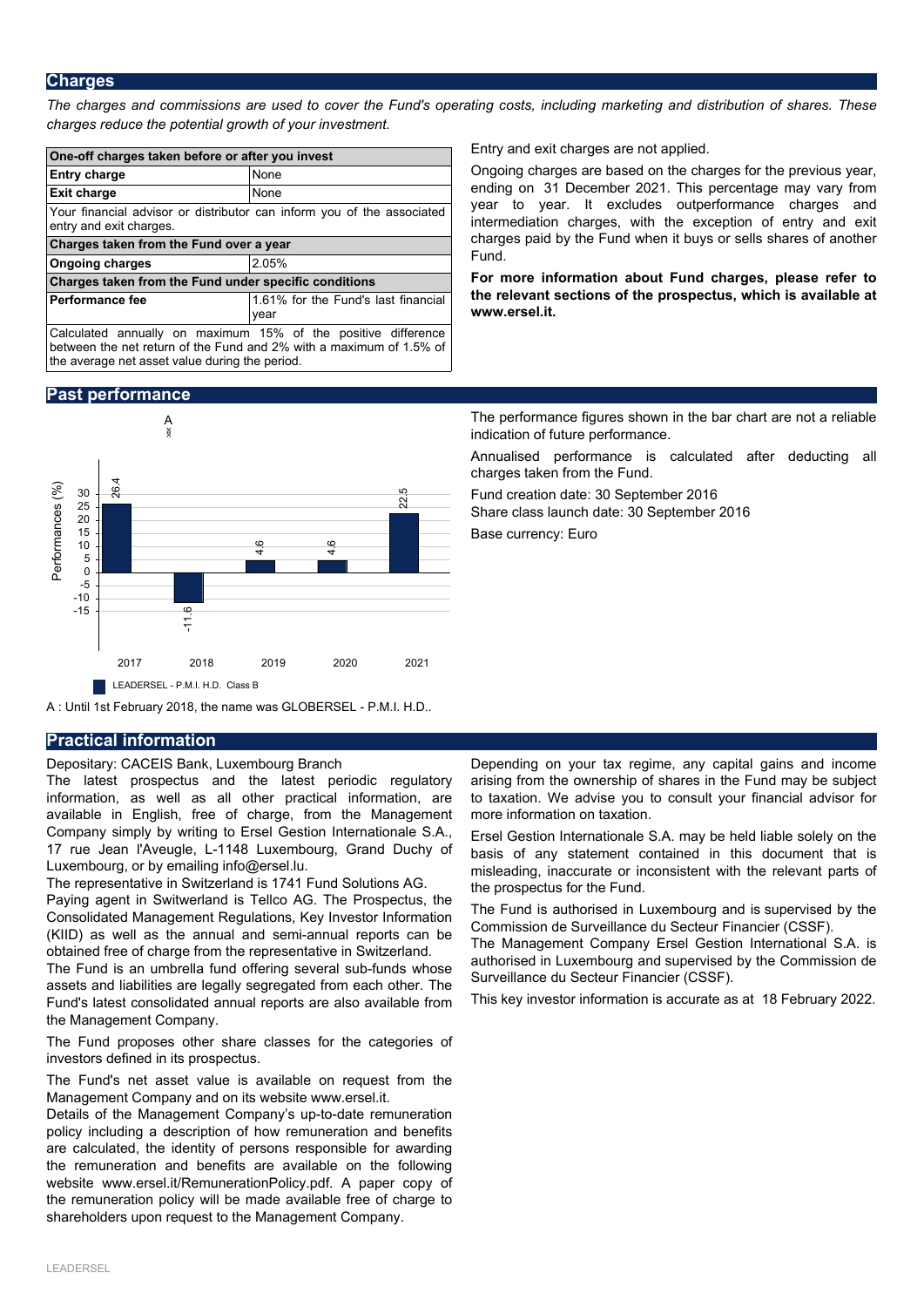## Charges

*The charges and commissions are used to cover the Fund's operating costs, including marketing and distribution of shares. These charges reduce the potential growth of your investment.*

| One-off charges taken before or after you invest | |
|---|---|
| **Entry charge** | None |
| **Exit charge** | None |
| Your financial advisor or distributor can inform you of the associated entry and exit charges. | |
| **Charges taken from the Fund over a year** | |
| **Ongoing charges** | 2.05% |
| **Charges taken from the Fund under specific conditions** | |
| **Performance fee** | 1.61% for the Fund's last financial year |
| Calculated annually on maximum 15% of the positive difference between the net return of the Fund and 2% with a maximum of 1.5% of the average net asset value during the period. | |

Entry and exit charges are not applied.

Ongoing charges are based on the charges for the previous year, ending on 31 December 2021. This percentage may vary from year to year. It excludes outperformance charges and intermediation charges, with the exception of entry and exit charges paid by the Fund when it buys or sells shares of another Fund.

**For more information about Fund charges, please refer to the relevant sections of the prospectus, which is available at www.ersel.it.**

## Past performance

A

Performances (%)

30
25
20
15
10
5
0
-5
-10
-15

26.4
-11.6
4.6
4.6
22.5

2017
2018
2019
2020
2021

LEADERSEL - P.M.I. H.D. Class B

A : Until 1st February 2018, the name was GLOBERSEL - P.M.I. H.D..

The performance figures shown in the bar chart are not a reliable indication of future performance.

Annualised performance is calculated after deducting all charges taken from the Fund.

Fund creation date: 30 September 2016
Share class launch date: 30 September 2016

Base currency: Euro

## Practical information

Depositary: CACEIS Bank, Luxembourg Branch

The latest prospectus and the latest periodic regulatory information, as well as all other practical information, are available in English, free of charge, from the Management Company simply by writing to Ersel Gestion Internationale S.A., 17 rue Jean l'Aveugle, L-1148 Luxembourg, Grand Duchy of Luxembourg, or by emailing info@ersel.lu.

The representative in Switzerland is 1741 Fund Solutions AG.

Paying agent in Switwerland is Tellco AG. The Prospectus, the Consolidated Management Regulations, Key Investor Information (KIID) as well as the annual and semi-annual reports can be obtained free of charge from the representative in Switzerland.

The Fund is an umbrella fund offering several sub-funds whose assets and liabilities are legally segregated from each other. The Fund's latest consolidated annual reports are also available from the Management Company.

The Fund proposes other share classes for the categories of investors defined in its prospectus.

The Fund's net asset value is available on request from the Management Company and on its website www.ersel.it.

Details of the Management Company's up-to-date remuneration policy including a description of how remuneration and benefits are calculated, the identity of persons responsible for awarding the remuneration and benefits are available on the following website www.ersel.it/RemunerationPolicy.pdf. A paper copy of the remuneration policy will be made available free of charge to shareholders upon request to the Management Company.

Depending on your tax regime, any capital gains and income arising from the ownership of shares in the Fund may be subject to taxation. We advise you to consult your financial advisor for more information on taxation.

Ersel Gestion Internationale S.A. may be held liable solely on the basis of any statement contained in this document that is misleading, inaccurate or inconsistent with the relevant parts of the prospectus for the Fund.

The Fund is authorised in Luxembourg and is supervised by the Commission de Surveillance du Secteur Financier (CSSF).

The Management Company Ersel Gestion International S.A. is authorised in Luxembourg and supervised by the Commission de Surveillance du Secteur Financier (CSSF).

This key investor information is accurate as at 18 February 2022.